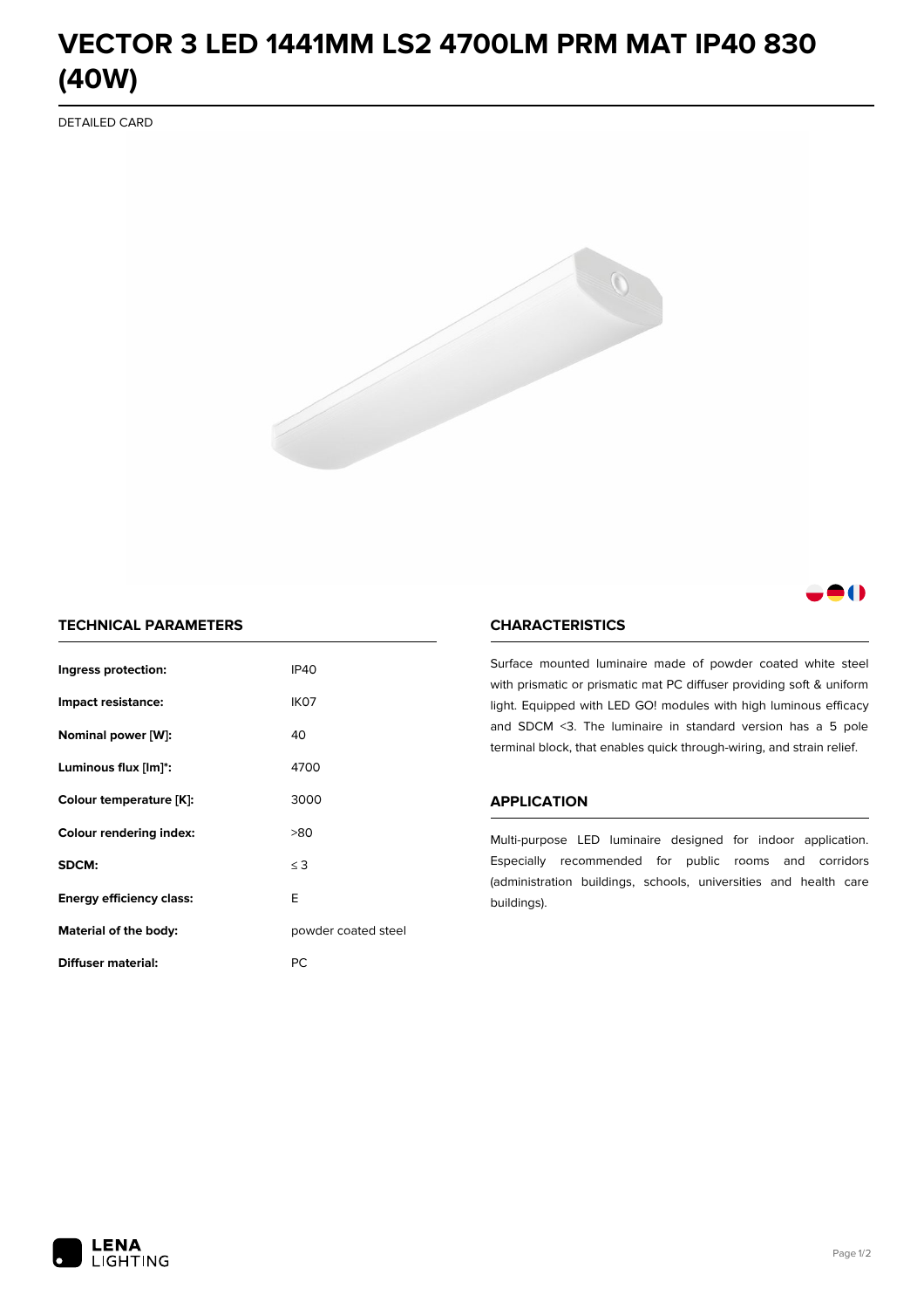# VECTOR 3 LED 1441MM LS2 4700LM PRM MAT IP40 830 (40W)

DETAILED CARD

## TECHNICAL PARAMETERS

| | |
|---|---|
| **Ingress protection:** | IP40 |
| **Impact resistance:** | IK07 |
| **Nominal power [W]:** | 40 |
| **Luminous flux [lm]*:** | 4700 |
| **Colour temperature [K]:** | 3000 |
| **Colour rendering index:** | >80 |
| **SDCM:** | ≤ 3 |
| **Energy efficiency class:** | E |
| **Material of the body:** | powder coated steel |
| **Diffuser material:** | PC |

## CHARACTERISTICS

Surface mounted luminaire made of powder coated white steel with prismatic or prismatic mat PC diffuser providing soft & uniform light. Equipped with LED GO! modules with high luminous efficacy and SDCM <3. The luminaire in standard version has a 5 pole terminal block, that enables quick through-wiring, and strain relief.

## APPLICATION

Multi-purpose LED luminaire designed for indoor application. Especially recommended for public rooms and corridors (administration buildings, schools, universities and health care buildings).

LENA LIGHTING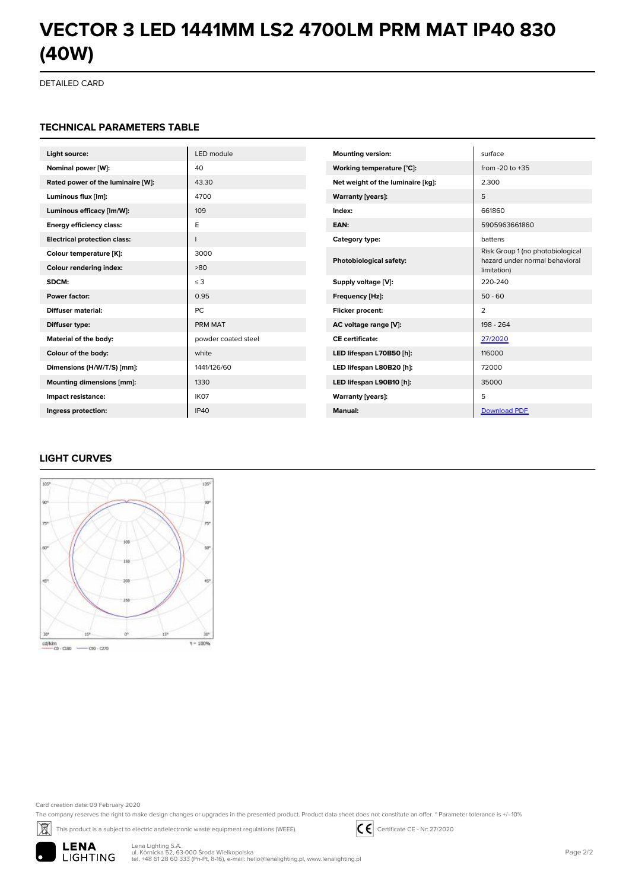# VECTOR 3 LED 1441MM LS2 4700LM PRM MAT IP40 830 (40W)

DETAILED CARD

## TECHNICAL PARAMETERS TABLE

| | |
|---|---|
| **Light source:** | LED module |
| **Nominal power [W]:** | 40 |
| **Rated power of the luminaire [W]:** | 43.30 |
| **Luminous flux [lm]:** | 4700 |
| **Luminous efficacy [lm/W]:** | 109 |
| **Energy efficiency class:** | E |
| **Electrical protection class:** | I |
| **Colour temperature [K]:** | 3000 |
| **Colour rendering index:** | >80 |
| **SDCM:** | ≤ 3 |
| **Power factor:** | 0.95 |
| **Diffuser material:** | PC |
| **Diffuser type:** | PRM MAT |
| **Material of the body:** | powder coated steel |
| **Colour of the body:** | white |
| **Dimensions (H/W/T/S) [mm]:** | 1441/126/60 |
| **Mounting dimensions [mm]:** | 1330 |
| **Impact resistance:** | IK07 |
| **Ingress protection:** | IP40 |

| | |
|---|---|
| **Mounting version:** | surface |
| **Working temperature [°C]:** | from -20 to +35 |
| **Net weight of the luminaire [kg]:** | 2.300 |
| **Warranty [years]:** | 5 |
| **Index:** | 661860 |
| **EAN:** | 5905963661860 |
| **Category type:** | battens |
| **Photobiological safety:** | Risk Group 1 (no photobiological hazard under normal behavioral limitation) |
| **Supply voltage [V]:** | 220-240 |
| **Frequency [Hz]:** | 50 - 60 |
| **Flicker procent:** | 2 |
| **AC voltage range [V]:** | 198 - 264 |
| **CE certificate:** | 27/2020 |
| **LED lifespan L70B50 [h]:** | 116000 |
| **LED lifespan L80B20 [h]:** | 72000 |
| **LED lifespan L90B10 [h]:** | 35000 |
| **Warranty [years]:** | 5 |
| **Manual:** | Download PDF |

## LIGHT CURVES

105° 105°
90° 90°
75° 75°
60° 60°
45° 45°
30° 15° 0° 15° 30°
100
150
200
250
cd/klm
C0 - C180 C90 - C270
η = 100%

Card creation date: 09 February 2020

The company reserves the right to make design changes or upgrades in the presented product. Product data sheet does not constitute an offer. * Parameter tolerance is +/- 10%

This product is a subject to electric andelectronic waste equipment regulations (WEEE).

Certificate CE - Nr: 27/2020

LENA LIGHTING

Lena Lighting S.A.
ul. Kórnicka 52, 63-000 Środa Wielkopolska
tel. +48 61 28 60 333 (Pn-Pt, 8-16), e-mail: hello@lenalighting.pl, www.lenalighting.pl